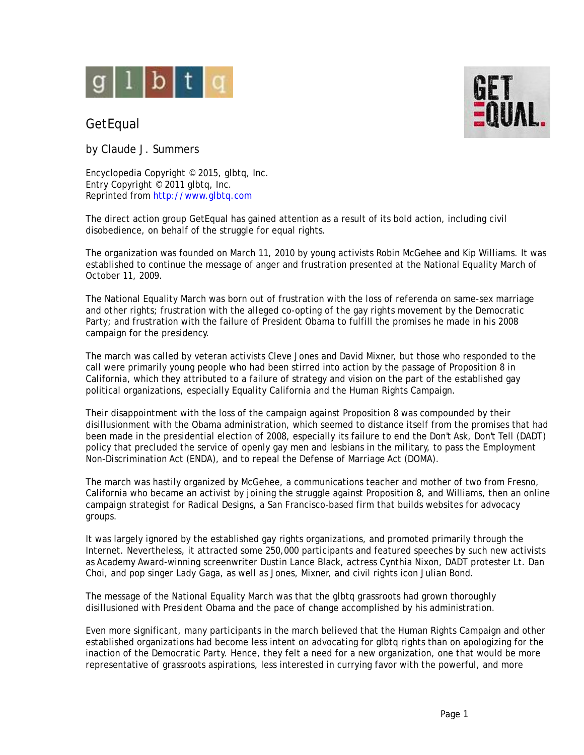# GetEqual

by Claude J. Summers

Encyclopedia Copyright © 2015, glbtq, Inc.
Entry Copyright © 2011 glbtq, Inc.
Reprinted from http://www.glbtq.com

The direct action group GetEqual has gained attention as a result of its bold action, including civil disobedience, on behalf of the struggle for equal rights.

The organization was founded on March 11, 2010 by young activists Robin McGehee and Kip Williams. It was established to continue the message of anger and frustration presented at the National Equality March of October 11, 2009.

The National Equality March was born out of frustration with the loss of referenda on same-sex marriage and other rights; frustration with the alleged co-opting of the gay rights movement by the Democratic Party; and frustration with the failure of President Obama to fulfill the promises he made in his 2008 campaign for the presidency.

The march was called by veteran activists Cleve Jones and David Mixner, but those who responded to the call were primarily young people who had been stirred into action by the passage of Proposition 8 in California, which they attributed to a failure of strategy and vision on the part of the established gay political organizations, especially Equality California and the Human Rights Campaign.

Their disappointment with the loss of the campaign against Proposition 8 was compounded by their disillusionment with the Obama administration, which seemed to distance itself from the promises that had been made in the presidential election of 2008, especially its failure to end the Don't Ask, Don't Tell (DADT) policy that precluded the service of openly gay men and lesbians in the military, to pass the Employment Non-Discrimination Act (ENDA), and to repeal the Defense of Marriage Act (DOMA).

The march was hastily organized by McGehee, a communications teacher and mother of two from Fresno, California who became an activist by joining the struggle against Proposition 8, and Williams, then an online campaign strategist for Radical Designs, a San Francisco-based firm that builds websites for advocacy groups.

It was largely ignored by the established gay rights organizations, and promoted primarily through the Internet. Nevertheless, it attracted some 250,000 participants and featured speeches by such new activists as Academy Award-winning screenwriter Dustin Lance Black, actress Cynthia Nixon, DADT protester Lt. Dan Choi, and pop singer Lady Gaga, as well as Jones, Mixner, and civil rights icon Julian Bond.

The message of the National Equality March was that the glbtq grassroots had grown thoroughly disillusioned with President Obama and the pace of change accomplished by his administration.

Even more significant, many participants in the march believed that the Human Rights Campaign and other established organizations had become less intent on advocating for glbtq rights than on apologizing for the inaction of the Democratic Party. Hence, they felt a need for a new organization, one that would be more representative of grassroots aspirations, less interested in currying favor with the powerful, and more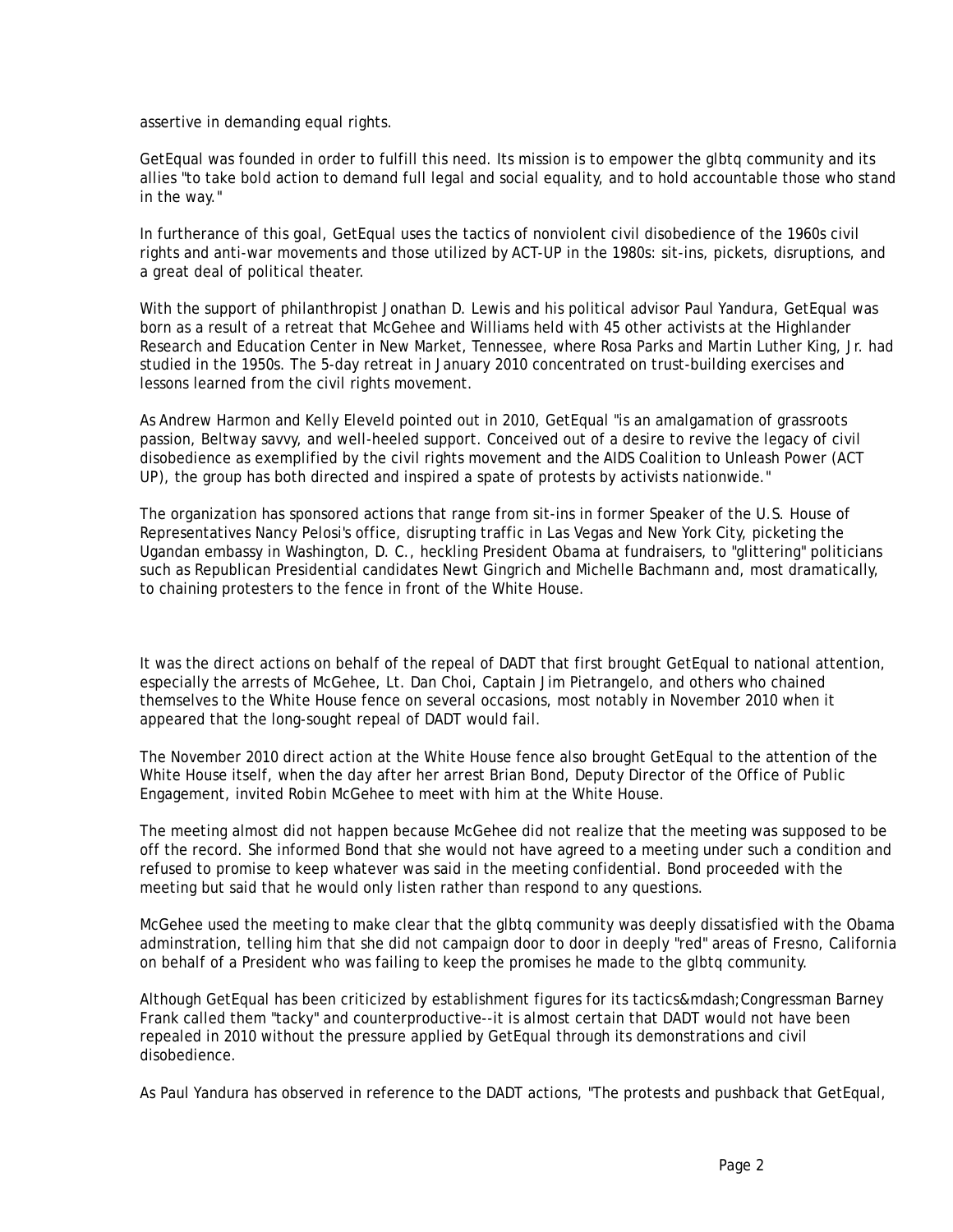assertive in demanding equal rights.

GetEqual was founded in order to fulfill this need. Its mission is to empower the glbtq community and its allies "to take bold action to demand full legal and social equality, and to hold accountable those who stand in the way."

In furtherance of this goal, GetEqual uses the tactics of nonviolent civil disobedience of the 1960s civil rights and anti-war movements and those utilized by ACT-UP in the 1980s: sit-ins, pickets, disruptions, and a great deal of political theater.

With the support of philanthropist Jonathan D. Lewis and his political advisor Paul Yandura, GetEqual was born as a result of a retreat that McGehee and Williams held with 45 other activists at the Highlander Research and Education Center in New Market, Tennessee, where Rosa Parks and Martin Luther King, Jr. had studied in the 1950s. The 5-day retreat in January 2010 concentrated on trust-building exercises and lessons learned from the civil rights movement.

As Andrew Harmon and Kelly Eleveld pointed out in 2010, GetEqual "is an amalgamation of grassroots passion, Beltway savvy, and well-heeled support. Conceived out of a desire to revive the legacy of civil disobedience as exemplified by the civil rights movement and the AIDS Coalition to Unleash Power (ACT UP), the group has both directed and inspired a spate of protests by activists nationwide."

The organization has sponsored actions that range from sit-ins in former Speaker of the U.S. House of Representatives Nancy Pelosi's office, disrupting traffic in Las Vegas and New York City, picketing the Ugandan embassy in Washington, D. C., heckling President Obama at fundraisers, to "glittering" politicians such as Republican Presidential candidates Newt Gingrich and Michelle Bachmann and, most dramatically, to chaining protesters to the fence in front of the White House.

It was the direct actions on behalf of the repeal of DADT that first brought GetEqual to national attention, especially the arrests of McGehee, Lt. Dan Choi, Captain Jim Pietrangelo, and others who chained themselves to the White House fence on several occasions, most notably in November 2010 when it appeared that the long-sought repeal of DADT would fail.

The November 2010 direct action at the White House fence also brought GetEqual to the attention of the White House itself, when the day after her arrest Brian Bond, Deputy Director of the Office of Public Engagement, invited Robin McGehee to meet with him at the White House.

The meeting almost did not happen because McGehee did not realize that the meeting was supposed to be off the record. She informed Bond that she would not have agreed to a meeting under such a condition and refused to promise to keep whatever was said in the meeting confidential. Bond proceeded with the meeting but said that he would only listen rather than respond to any questions.

McGehee used the meeting to make clear that the glbtq community was deeply dissatisfied with the Obama adminstration, telling him that she did not campaign door to door in deeply "red" areas of Fresno, California on behalf of a President who was failing to keep the promises he made to the glbtq community.

Although GetEqual has been criticized by establishment figures for its tactics&mdash;Congressman Barney Frank called them "tacky" and counterproductive--it is almost certain that DADT would not have been repealed in 2010 without the pressure applied by GetEqual through its demonstrations and civil disobedience.

As Paul Yandura has observed in reference to the DADT actions, "The protests and pushback that GetEqual,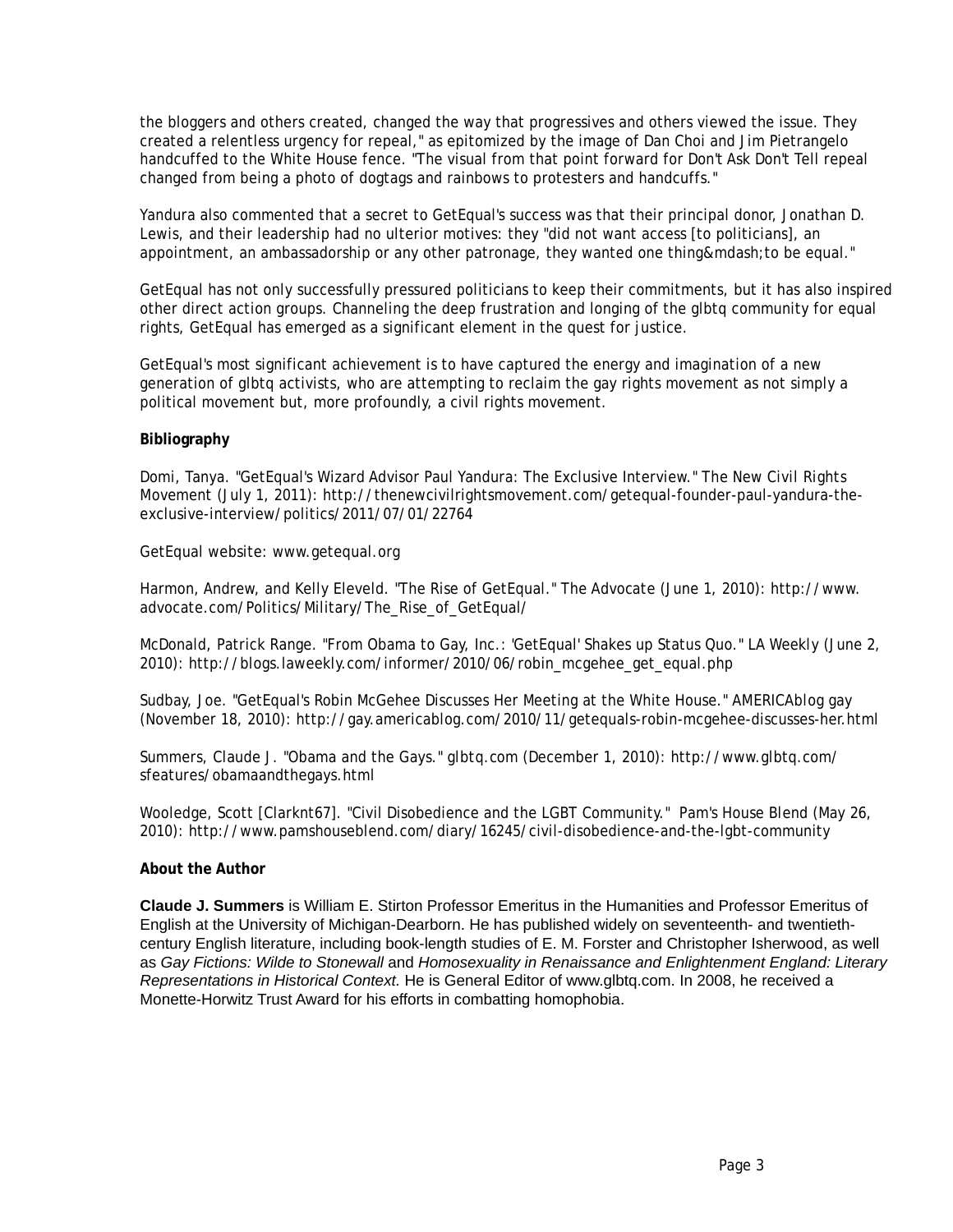the bloggers and others created, changed the way that progressives and others viewed the issue. They created a relentless urgency for repeal," as epitomized by the image of Dan Choi and Jim Pietrangelo handcuffed to the White House fence. "The visual from that point forward for Don't Ask Don't Tell repeal changed from being a photo of dogtags and rainbows to protesters and handcuffs."

Yandura also commented that a secret to GetEqual's success was that their principal donor, Jonathan D. Lewis, and their leadership had no ulterior motives: they "did not want access [to politicians], an appointment, an ambassadorship or any other patronage, they wanted one thing&mdash;to be equal."

GetEqual has not only successfully pressured politicians to keep their commitments, but it has also inspired other direct action groups. Channeling the deep frustration and longing of the glbtq community for equal rights, GetEqual has emerged as a significant element in the quest for justice.

GetEqual's most significant achievement is to have captured the energy and imagination of a new generation of glbtq activists, who are attempting to reclaim the gay rights movement as not simply a political movement but, more profoundly, a civil rights movement.

**Bibliography**

Domi, Tanya. "GetEqual's Wizard Advisor Paul Yandura: The Exclusive Interview." The New Civil Rights Movement (July 1, 2011): http://thenewcivilrightsmovement.com/getequal-founder-paul-yandura-the-exclusive-interview/politics/2011/07/01/22764

GetEqual website: www.getequal.org

Harmon, Andrew, and Kelly Eleveld. "The Rise of GetEqual." The Advocate (June 1, 2010): http://www.advocate.com/Politics/Military/The_Rise_of_GetEqual/

McDonald, Patrick Range. "From Obama to Gay, Inc.: 'GetEqual' Shakes up Status Quo." LA Weekly (June 2, 2010): http://blogs.laweekly.com/informer/2010/06/robin_mcgehee_get_equal.php

Sudbay, Joe. "GetEqual's Robin McGehee Discusses Her Meeting at the White House." AMERICAblog gay (November 18, 2010): http://gay.americablog.com/2010/11/getequals-robin-mcgehee-discusses-her.html

Summers, Claude J. "Obama and the Gays." glbtq.com (December 1, 2010): http://www.glbtq.com/sfeatures/obamaandthegays.html

Wooledge, Scott [Clarknt67]. "Civil Disobedience and the LGBT Community." Pam's House Blend (May 26, 2010): http://www.pamshouseblend.com/diary/16245/civil-disobedience-and-the-lgbt-community

**About the Author**

**Claude J. Summers** is William E. Stirton Professor Emeritus in the Humanities and Professor Emeritus of English at the University of Michigan-Dearborn. He has published widely on seventeenth- and twentieth-century English literature, including book-length studies of E. M. Forster and Christopher Isherwood, as well as *Gay Fictions: Wilde to Stonewall* and *Homosexuality in Renaissance and Enlightenment England: Literary Representations in Historical Context.* He is General Editor of www.glbtq.com. In 2008, he received a Monette-Horwitz Trust Award for his efforts in combatting homophobia.